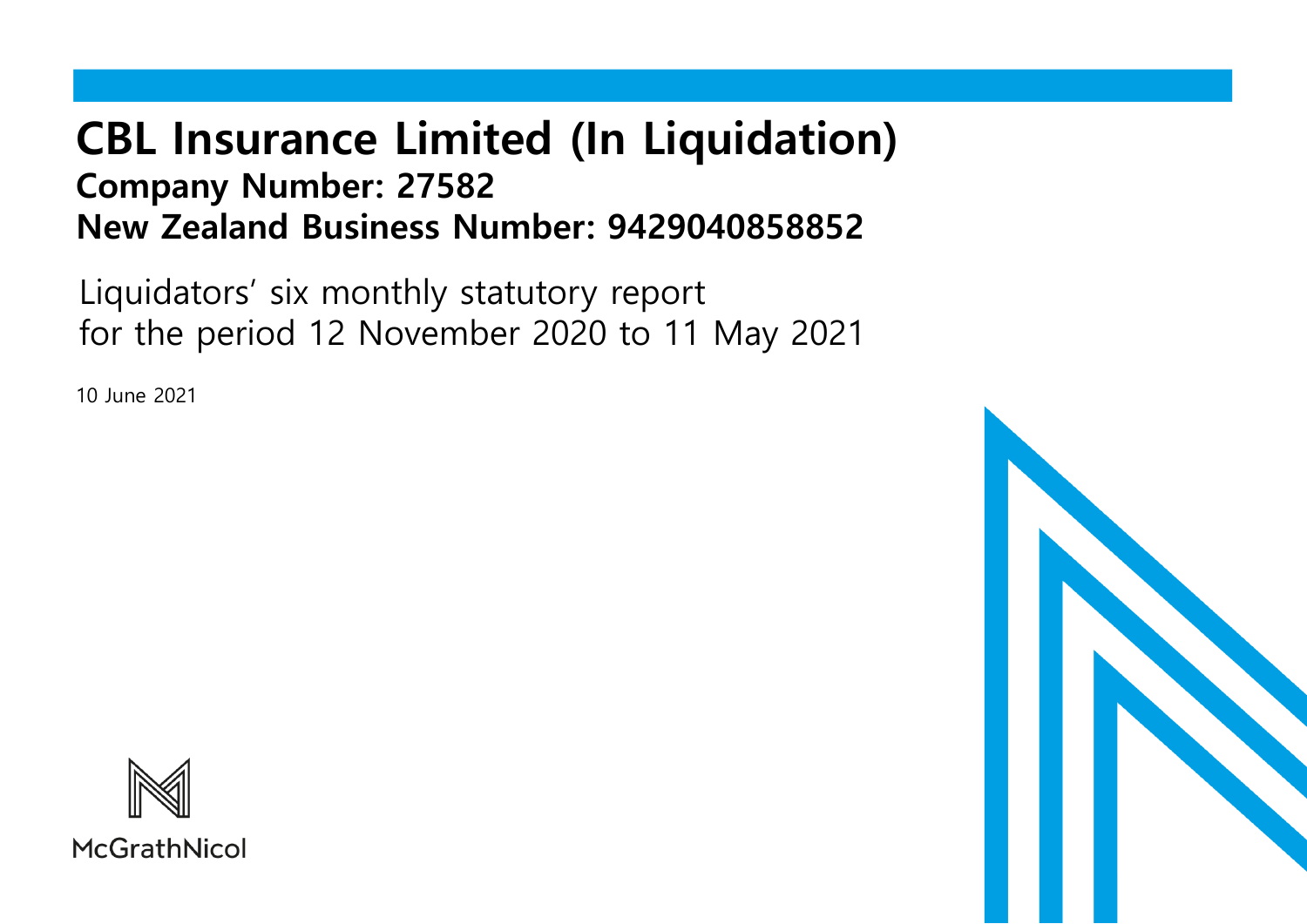# CBL Insurance Limited (In Liquidation)

## Company Number: 27582

## New Zealand Business Number: 9429040858852

Liquidators' six monthly statutory report
for the period 12 November 2020 to 11 May 2021

10 June 2021

McGrathNicol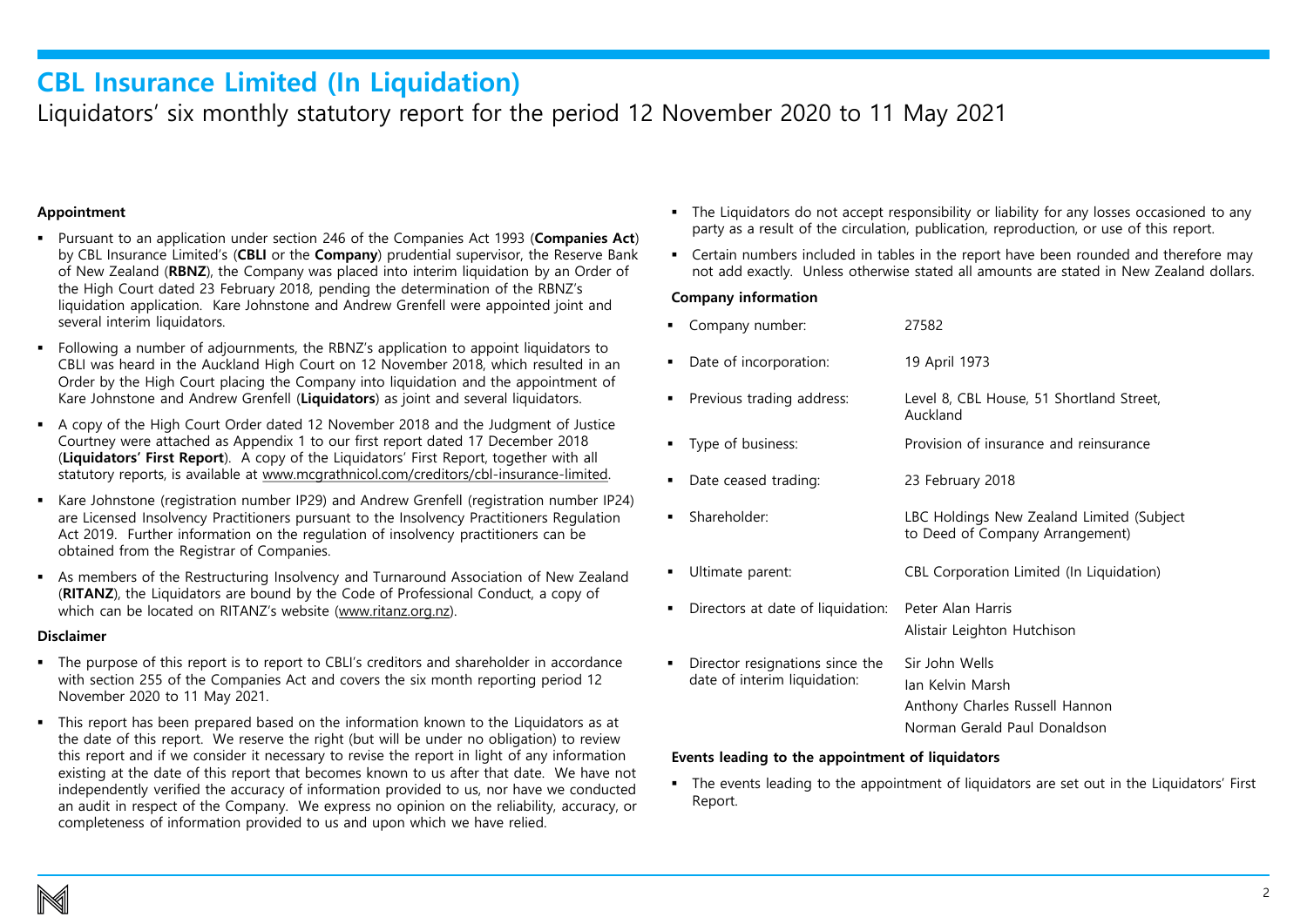# CBL Insurance Limited (In Liquidation)

## Liquidators' six monthly statutory report for the period 12 November 2020 to 11 May 2021

### Appointment

- Pursuant to an application under section 246 of the Companies Act 1993 (**Companies Act**) by CBL Insurance Limited's (**CBLI** or the **Company**) prudential supervisor, the Reserve Bank of New Zealand (**RBNZ**), the Company was placed into interim liquidation by an Order of the High Court dated 23 February 2018, pending the determination of the RBNZ's liquidation application. Kare Johnstone and Andrew Grenfell were appointed joint and several interim liquidators.
- Following a number of adjournments, the RBNZ's application to appoint liquidators to CBLI was heard in the Auckland High Court on 12 November 2018, which resulted in an Order by the High Court placing the Company into liquidation and the appointment of Kare Johnstone and Andrew Grenfell (**Liquidators**) as joint and several liquidators.
- A copy of the High Court Order dated 12 November 2018 and the Judgment of Justice Courtney were attached as Appendix 1 to our first report dated 17 December 2018 (**Liquidators' First Report**). A copy of the Liquidators' First Report, together with all statutory reports, is available at www.mcgrathnicol.com/creditors/cbl-insurance-limited.
- Kare Johnstone (registration number IP29) and Andrew Grenfell (registration number IP24) are Licensed Insolvency Practitioners pursuant to the Insolvency Practitioners Regulation Act 2019. Further information on the regulation of insolvency practitioners can be obtained from the Registrar of Companies.
- As members of the Restructuring Insolvency and Turnaround Association of New Zealand (**RITANZ**), the Liquidators are bound by the Code of Professional Conduct, a copy of which can be located on RITANZ's website (www.ritanz.org.nz).

### Disclaimer

- The purpose of this report is to report to CBLI's creditors and shareholder in accordance with section 255 of the Companies Act and covers the six month reporting period 12 November 2020 to 11 May 2021.
- This report has been prepared based on the information known to the Liquidators as at the date of this report. We reserve the right (but will be under no obligation) to review this report and if we consider it necessary to revise the report in light of any information existing at the date of this report that becomes known to us after that date. We have not independently verified the accuracy of information provided to us, nor have we conducted an audit in respect of the Company. We express no opinion on the reliability, accuracy, or completeness of information provided to us and upon which we have relied.
- The Liquidators do not accept responsibility or liability for any losses occasioned to any party as a result of the circulation, publication, reproduction, or use of this report.
- Certain numbers included in tables in the report have been rounded and therefore may not add exactly. Unless otherwise stated all amounts are stated in New Zealand dollars.

### Company information

| | |
|---|---|
| Company number: | 27582 |
| Date of incorporation: | 19 April 1973 |
| Previous trading address: | Level 8, CBL House, 51 Shortland Street, Auckland |
| Type of business: | Provision of insurance and reinsurance |
| Date ceased trading: | 23 February 2018 |
| Shareholder: | LBC Holdings New Zealand Limited (Subject to Deed of Company Arrangement) |
| Ultimate parent: | CBL Corporation Limited (In Liquidation) |
| Directors at date of liquidation: | Peter Alan Harris<br>Alistair Leighton Hutchison |
| Director resignations since the date of interim liquidation: | Sir John Wells<br>Ian Kelvin Marsh<br>Anthony Charles Russell Hannon<br>Norman Gerald Paul Donaldson |

### Events leading to the appointment of liquidators

- The events leading to the appointment of liquidators are set out in the Liquidators' First Report.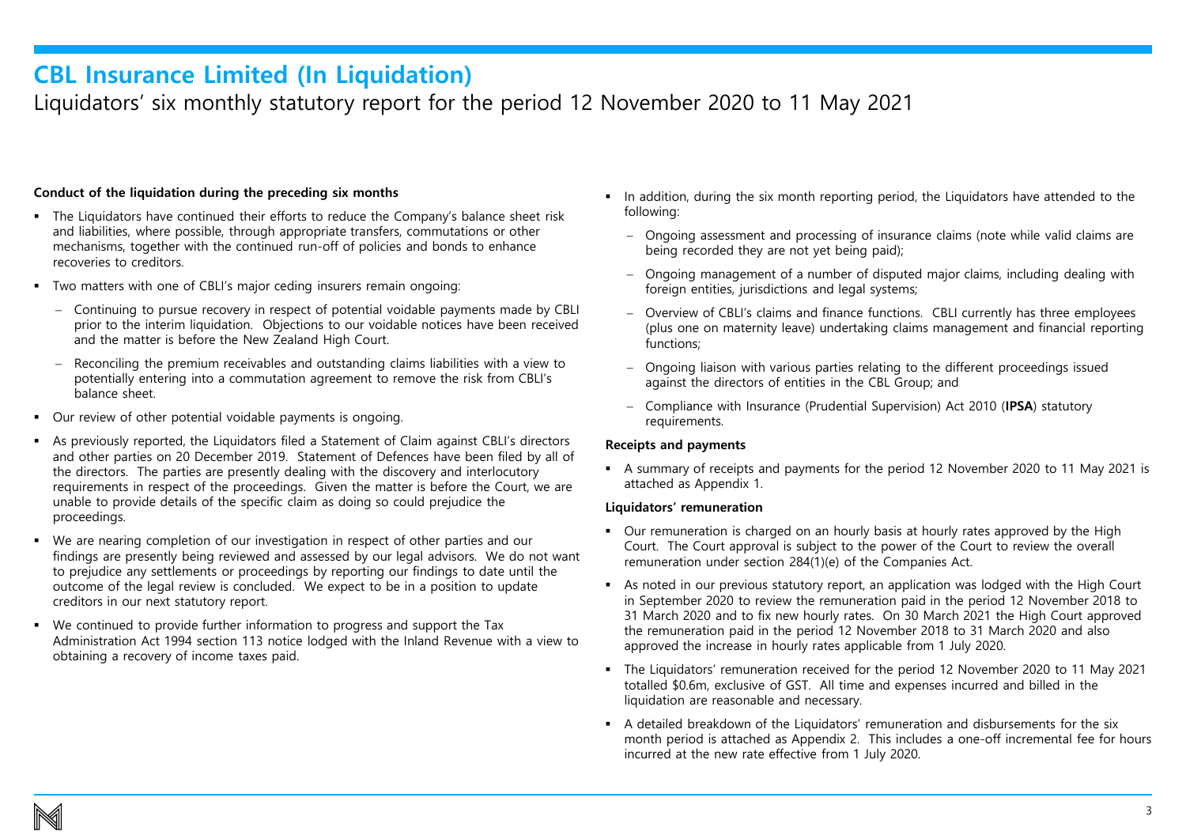# CBL Insurance Limited (In Liquidation)

## Liquidators' six monthly statutory report for the period 12 November 2020 to 11 May 2021

**Conduct of the liquidation during the preceding six months**

- The Liquidators have continued their efforts to reduce the Company's balance sheet risk and liabilities, where possible, through appropriate transfers, commutations or other mechanisms, together with the continued run-off of policies and bonds to enhance recoveries to creditors.
- Two matters with one of CBLI's major ceding insurers remain ongoing:
  - Continuing to pursue recovery in respect of potential voidable payments made by CBLI prior to the interim liquidation. Objections to our voidable notices have been received and the matter is before the New Zealand High Court.
  - Reconciling the premium receivables and outstanding claims liabilities with a view to potentially entering into a commutation agreement to remove the risk from CBLI's balance sheet.
- Our review of other potential voidable payments is ongoing.
- As previously reported, the Liquidators filed a Statement of Claim against CBLI's directors and other parties on 20 December 2019. Statement of Defences have been filed by all of the directors. The parties are presently dealing with the discovery and interlocutory requirements in respect of the proceedings. Given the matter is before the Court, we are unable to provide details of the specific claim as doing so could prejudice the proceedings.
- We are nearing completion of our investigation in respect of other parties and our findings are presently being reviewed and assessed by our legal advisors. We do not want to prejudice any settlements or proceedings by reporting our findings to date until the outcome of the legal review is concluded. We expect to be in a position to update creditors in our next statutory report.
- We continued to provide further information to progress and support the Tax Administration Act 1994 section 113 notice lodged with the Inland Revenue with a view to obtaining a recovery of income taxes paid.
- In addition, during the six month reporting period, the Liquidators have attended to the following:
  - Ongoing assessment and processing of insurance claims (note while valid claims are being recorded they are not yet being paid);
  - Ongoing management of a number of disputed major claims, including dealing with foreign entities, jurisdictions and legal systems;
  - Overview of CBLI's claims and finance functions. CBLI currently has three employees (plus one on maternity leave) undertaking claims management and financial reporting functions;
  - Ongoing liaison with various parties relating to the different proceedings issued against the directors of entities in the CBL Group; and
  - Compliance with Insurance (Prudential Supervision) Act 2010 (**IPSA**) statutory requirements.

**Receipts and payments**

- A summary of receipts and payments for the period 12 November 2020 to 11 May 2021 is attached as Appendix 1.

**Liquidators' remuneration**

- Our remuneration is charged on an hourly basis at hourly rates approved by the High Court. The Court approval is subject to the power of the Court to review the overall remuneration under section 284(1)(e) of the Companies Act.
- As noted in our previous statutory report, an application was lodged with the High Court in September 2020 to review the remuneration paid in the period 12 November 2018 to 31 March 2020 and to fix new hourly rates. On 30 March 2021 the High Court approved the remuneration paid in the period 12 November 2018 to 31 March 2020 and also approved the increase in hourly rates applicable from 1 July 2020.
- The Liquidators' remuneration received for the period 12 November 2020 to 11 May 2021 totalled $0.6m, exclusive of GST. All time and expenses incurred and billed in the liquidation are reasonable and necessary.
- A detailed breakdown of the Liquidators' remuneration and disbursements for the six month period is attached as Appendix 2. This includes a one-off incremental fee for hours incurred at the new rate effective from 1 July 2020.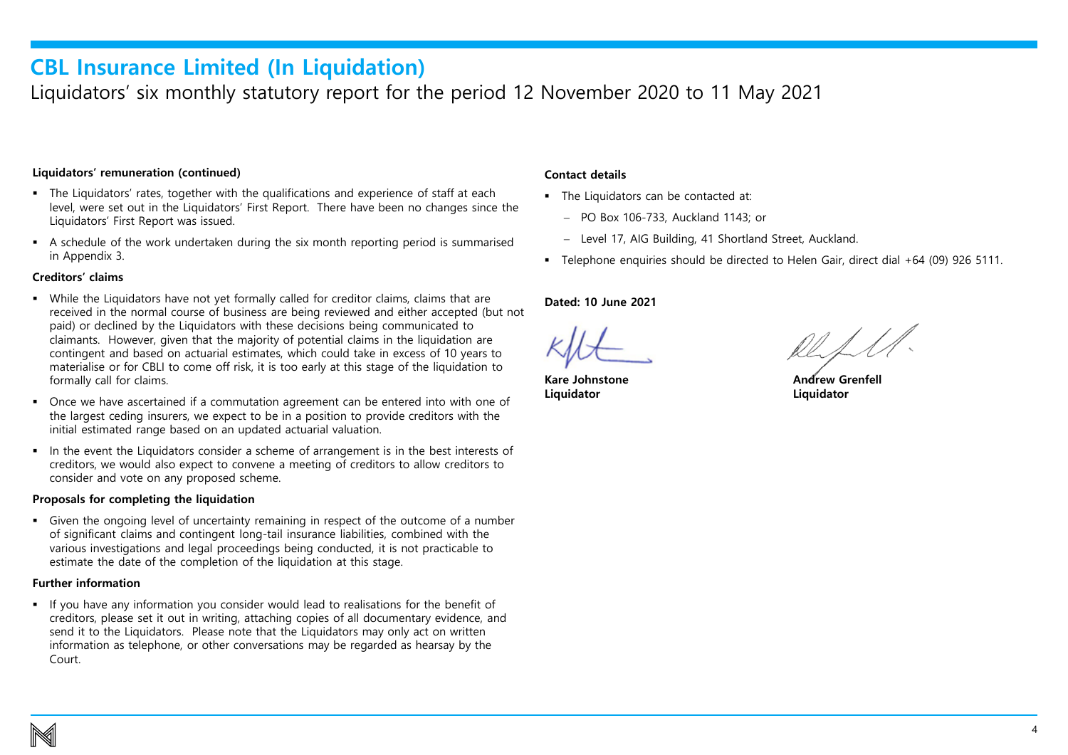# CBL Insurance Limited (In Liquidation)

Liquidators' six monthly statutory report for the period 12 November 2020 to 11 May 2021

**Liquidators' remuneration (continued)**

- The Liquidators' rates, together with the qualifications and experience of staff at each level, were set out in the Liquidators' First Report. There have been no changes since the Liquidators' First Report was issued.
- A schedule of the work undertaken during the six month reporting period is summarised in Appendix 3.

**Creditors' claims**

- While the Liquidators have not yet formally called for creditor claims, claims that are received in the normal course of business are being reviewed and either accepted (but not paid) or declined by the Liquidators with these decisions being communicated to claimants. However, given that the majority of potential claims in the liquidation are contingent and based on actuarial estimates, which could take in excess of 10 years to materialise or for CBLI to come off risk, it is too early at this stage of the liquidation to formally call for claims.
- Once we have ascertained if a commutation agreement can be entered into with one of the largest ceding insurers, we expect to be in a position to provide creditors with the initial estimated range based on an updated actuarial valuation.
- In the event the Liquidators consider a scheme of arrangement is in the best interests of creditors, we would also expect to convene a meeting of creditors to allow creditors to consider and vote on any proposed scheme.

**Proposals for completing the liquidation**

- Given the ongoing level of uncertainty remaining in respect of the outcome of a number of significant claims and contingent long-tail insurance liabilities, combined with the various investigations and legal proceedings being conducted, it is not practicable to estimate the date of the completion of the liquidation at this stage.

**Further information**

- If you have any information you consider would lead to realisations for the benefit of creditors, please set it out in writing, attaching copies of all documentary evidence, and send it to the Liquidators. Please note that the Liquidators may only act on written information as telephone, or other conversations may be regarded as hearsay by the Court.

**Contact details**

- The Liquidators can be contacted at:
  - PO Box 106-733, Auckland 1143; or
  - Level 17, AIG Building, 41 Shortland Street, Auckland.
- Telephone enquiries should be directed to Helen Gair, direct dial +64 (09) 926 5111.

**Dated: 10 June 2021**

**Kare Johnstone**
**Liquidator**

**Andrew Grenfell**
**Liquidator**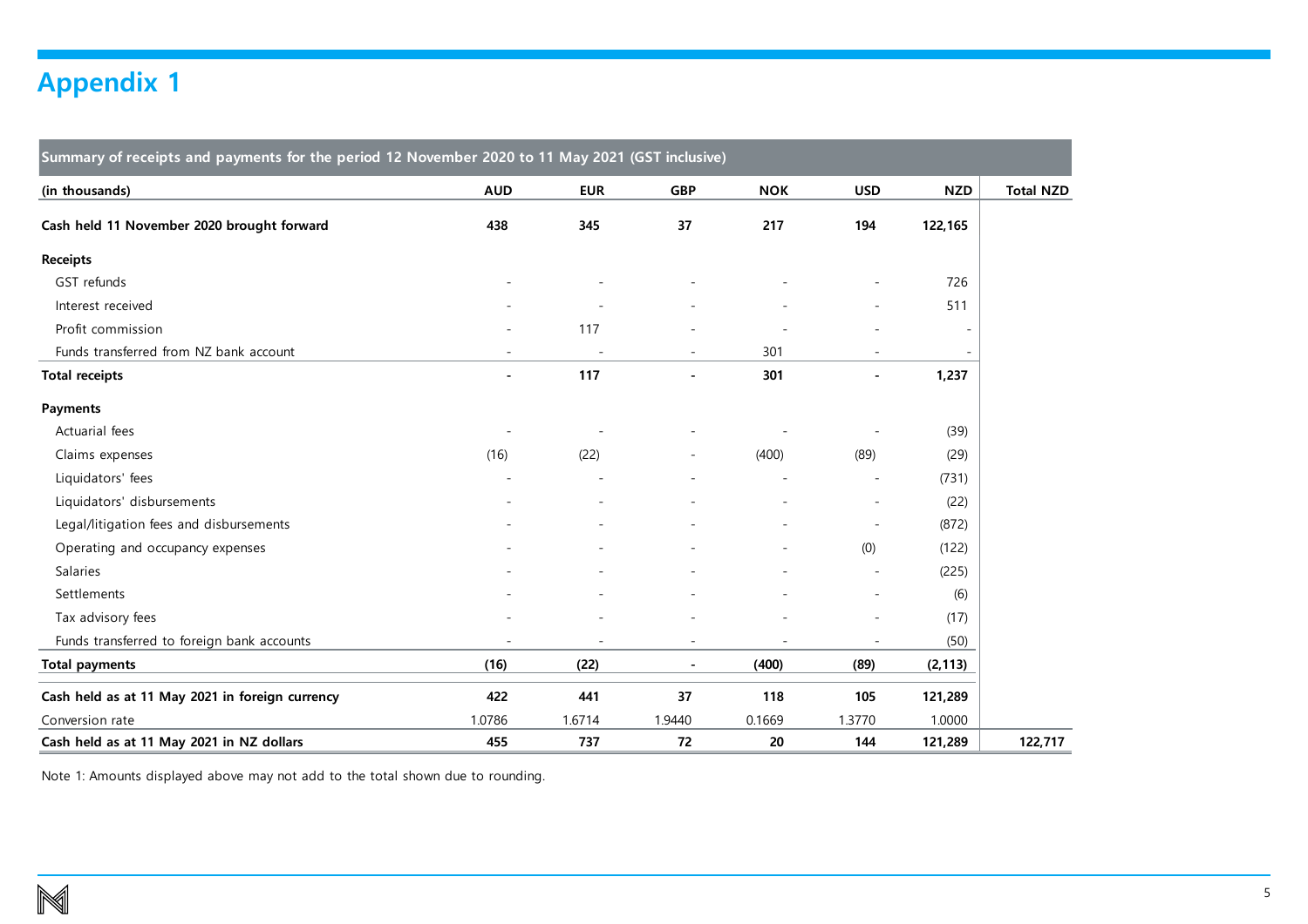# Appendix 1

| Summary of receipts and payments for the period 12 November 2020 to 11 May 2021 (GST inclusive) | | | | | | | |
|---|---|---|---|---|---|---|---|
| (in thousands) | AUD | EUR | GBP | NOK | USD | NZD | Total NZD |
| **Cash held 11 November 2020 brought forward** | **438** | **345** | **37** | **217** | **194** | **122,165** | |
| **Receipts** | | | | | | | |
| GST refunds | - | - | - | - | - | 726 | |
| Interest received | - | - | - | - | - | 511 | |
| Profit commission | - | 117 | - | - | - | - | |
| Funds transferred from NZ bank account | - | - | - | 301 | - | - | |
| **Total receipts** | **-** | **117** | **-** | **301** | **-** | **1,237** | |
| **Payments** | | | | | | | |
| Actuarial fees | - | - | - | - | - | (39) | |
| Claims expenses | (16) | (22) | - | (400) | (89) | (29) | |
| Liquidators' fees | - | - | - | - | - | (731) | |
| Liquidators' disbursements | - | - | - | - | - | (22) | |
| Legal/litigation fees and disbursements | - | - | - | - | - | (872) | |
| Operating and occupancy expenses | - | - | - | - | (0) | (122) | |
| Salaries | - | - | - | - | - | (225) | |
| Settlements | - | - | - | - | - | (6) | |
| Tax advisory fees | - | - | - | - | - | (17) | |
| Funds transferred to foreign bank accounts | - | - | - | - | - | (50) | |
| **Total payments** | **(16)** | **(22)** | **-** | **(400)** | **(89)** | **(2,113)** | |
| **Cash held as at 11 May 2021 in foreign currency** | **422** | **441** | **37** | **118** | **105** | **121,289** | |
| Conversion rate | 1.0786 | 1.6714 | 1.9440 | 0.1669 | 1.3770 | 1.0000 | |
| **Cash held as at 11 May 2021 in NZ dollars** | **455** | **737** | **72** | **20** | **144** | **121,289** | **122,717** |

Note 1: Amounts displayed above may not add to the total shown due to rounding.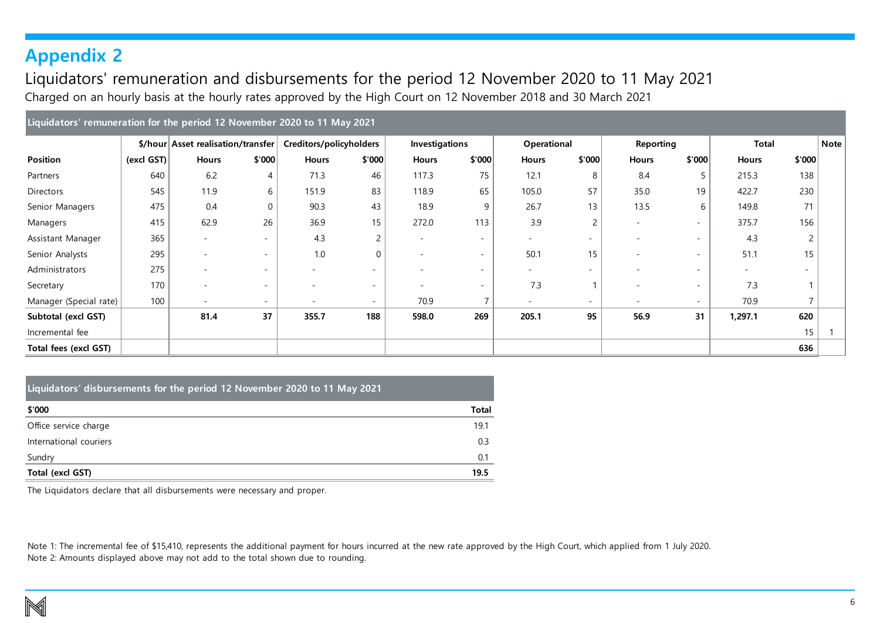# Appendix 2

## Liquidators' remuneration and disbursements for the period 12 November 2020 to 11 May 2021

Charged on an hourly basis at the hourly rates approved by the High Court on 12 November 2018 and 30 March 2021

| Liquidators' remuneration for the period 12 November 2020 to 11 May 2021 | | | | | | | | | | | | | | | |
|---|---|---|---|---|---|---|---|---|---|---|---|---|---|---|---|
| | $/hour | Asset realisation/transfer | | Creditors/policyholders | | Investigations | | Operational | | Reporting | | Total | | Note |
| **Position** | **(excl GST)** | **Hours** | **$'000** | **Hours** | **$'000** | **Hours** | **$'000** | **Hours** | **$'000** | **Hours** | **$'000** | **Hours** | **$'000** | |
| Partners | 640 | 6.2 | 4 | 71.3 | 46 | 117.3 | 75 | 12.1 | 8 | 8.4 | 5 | 215.3 | 138 | |
| Directors | 545 | 11.9 | 6 | 151.9 | 83 | 118.9 | 65 | 105.0 | 57 | 35.0 | 19 | 422.7 | 230 | |
| Senior Managers | 475 | 0.4 | 0 | 90.3 | 43 | 18.9 | 9 | 26.7 | 13 | 13.5 | 6 | 149.8 | 71 | |
| Managers | 415 | 62.9 | 26 | 36.9 | 15 | 272.0 | 113 | 3.9 | 2 | - | - | 375.7 | 156 | |
| Assistant Manager | 365 | - | - | 4.3 | 2 | - | - | - | - | - | - | 4.3 | 2 | |
| Senior Analysts | 295 | - | - | 1.0 | 0 | - | - | 50.1 | 15 | - | - | 51.1 | 15 | |
| Administrators | 275 | - | - | - | - | - | - | - | - | - | - | - | - | |
| Secretary | 170 | - | - | - | - | - | - | 7.3 | 1 | - | - | 7.3 | 1 | |
| Manager (Special rate) | 100 | - | - | - | - | 70.9 | 7 | - | - | - | - | 70.9 | 7 | |
| **Subtotal (excl GST)** | | **81.4** | **37** | **355.7** | **188** | **598.0** | **269** | **205.1** | **95** | **56.9** | **31** | **1,297.1** | **620** | |
| Incremental fee | | | | | | | | | | | | | 15 | 1 |
| **Total fees (excl GST)** | | | | | | | | | | | | | **636** | |

| Liquidators' disbursements for the period 12 November 2020 to 11 May 2021 | |
|---|---|
| **$'000** | **Total** |
| Office service charge | 19.1 |
| International couriers | 0.3 |
| Sundry | 0.1 |
| **Total (excl GST)** | **19.5** |

The Liquidators declare that all disbursements were necessary and proper.

Note 1: The incremental fee of $15,410, represents the additional payment for hours incurred at the new rate approved by the High Court, which applied from 1 July 2020.
Note 2: Amounts displayed above may not add to the total shown due to rounding.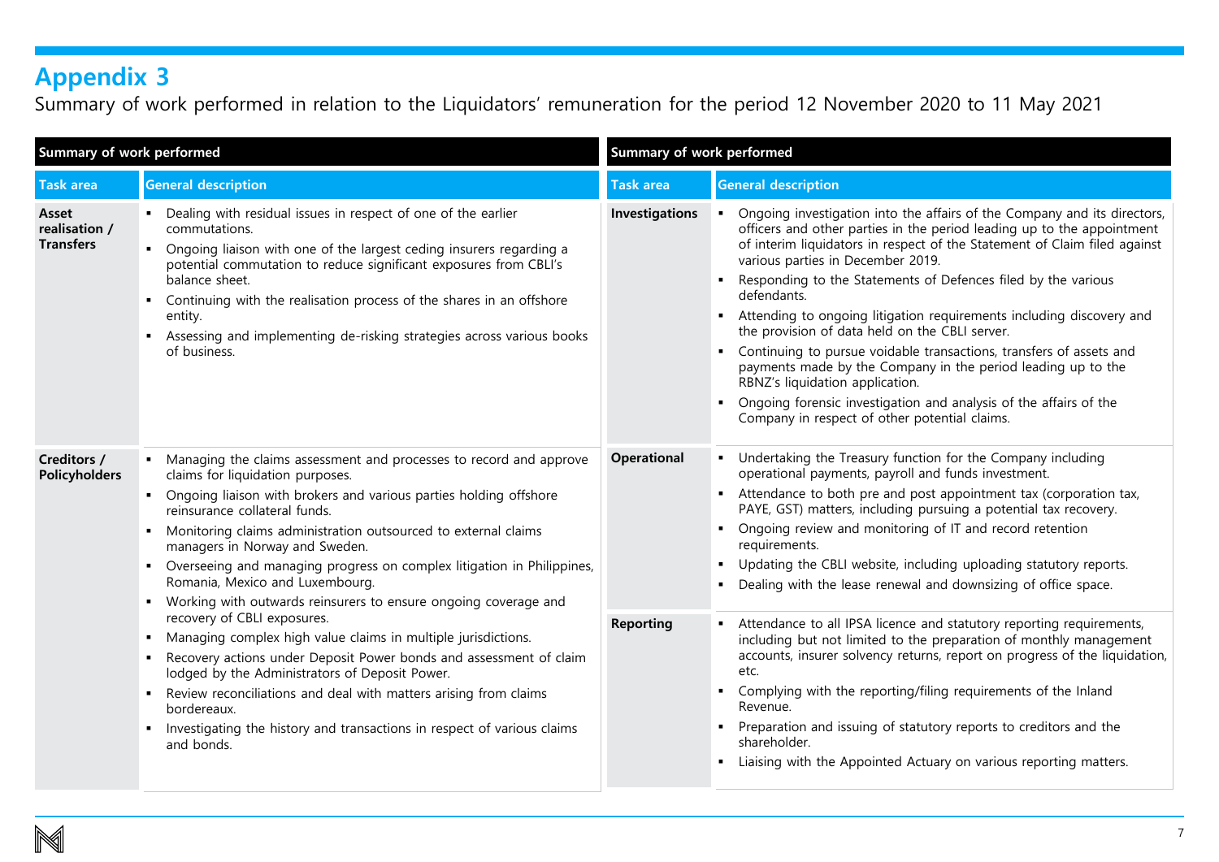# Appendix 3

Summary of work performed in relation to the Liquidators' remuneration for the period 12 November 2020 to 11 May 2021

| Summary of work performed | |
|---|---|
| **Task area** | **General description** |
| **Asset realisation / Transfers** | ▪ Dealing with residual issues in respect of one of the earlier commutations.<br>▪ Ongoing liaison with one of the largest ceding insurers regarding a potential commutation to reduce significant exposures from CBLI's balance sheet.<br>▪ Continuing with the realisation process of the shares in an offshore entity.<br>▪ Assessing and implementing de-risking strategies across various books of business. |
| **Creditors / Policyholders** | ▪ Managing the claims assessment and processes to record and approve claims for liquidation purposes.<br>▪ Ongoing liaison with brokers and various parties holding offshore reinsurance collateral funds.<br>▪ Monitoring claims administration outsourced to external claims managers in Norway and Sweden.<br>▪ Overseeing and managing progress on complex litigation in Philippines, Romania, Mexico and Luxembourg.<br>▪ Working with outwards reinsurers to ensure ongoing coverage and recovery of CBLI exposures.<br>▪ Managing complex high value claims in multiple jurisdictions.<br>▪ Recovery actions under Deposit Power bonds and assessment of claim lodged by the Administrators of Deposit Power.<br>▪ Review reconciliations and deal with matters arising from claims bordereaux.<br>▪ Investigating the history and transactions in respect of various claims and bonds. |

| Summary of work performed | |
|---|---|
| **Task area** | **General description** |
| **Investigations** | ▪ Ongoing investigation into the affairs of the Company and its directors, officers and other parties in the period leading up to the appointment of interim liquidators in respect of the Statement of Claim filed against various parties in December 2019.<br>▪ Responding to the Statements of Defences filed by the various defendants.<br>▪ Attending to ongoing litigation requirements including discovery and the provision of data held on the CBLI server.<br>▪ Continuing to pursue voidable transactions, transfers of assets and payments made by the Company in the period leading up to the RBNZ's liquidation application.<br>▪ Ongoing forensic investigation and analysis of the affairs of the Company in respect of other potential claims. |
| **Operational** | ▪ Undertaking the Treasury function for the Company including operational payments, payroll and funds investment.<br>▪ Attendance to both pre and post appointment tax (corporation tax, PAYE, GST) matters, including pursuing a potential tax recovery.<br>▪ Ongoing review and monitoring of IT and record retention requirements.<br>▪ Updating the CBLI website, including uploading statutory reports.<br>▪ Dealing with the lease renewal and downsizing of office space. |
| **Reporting** | ▪ Attendance to all IPSA licence and statutory reporting requirements, including but not limited to the preparation of monthly management accounts, insurer solvency returns, report on progress of the liquidation, etc.<br>▪ Complying with the reporting/filing requirements of the Inland Revenue.<br>▪ Preparation and issuing of statutory reports to creditors and the shareholder.<br>▪ Liaising with the Appointed Actuary on various reporting matters. |